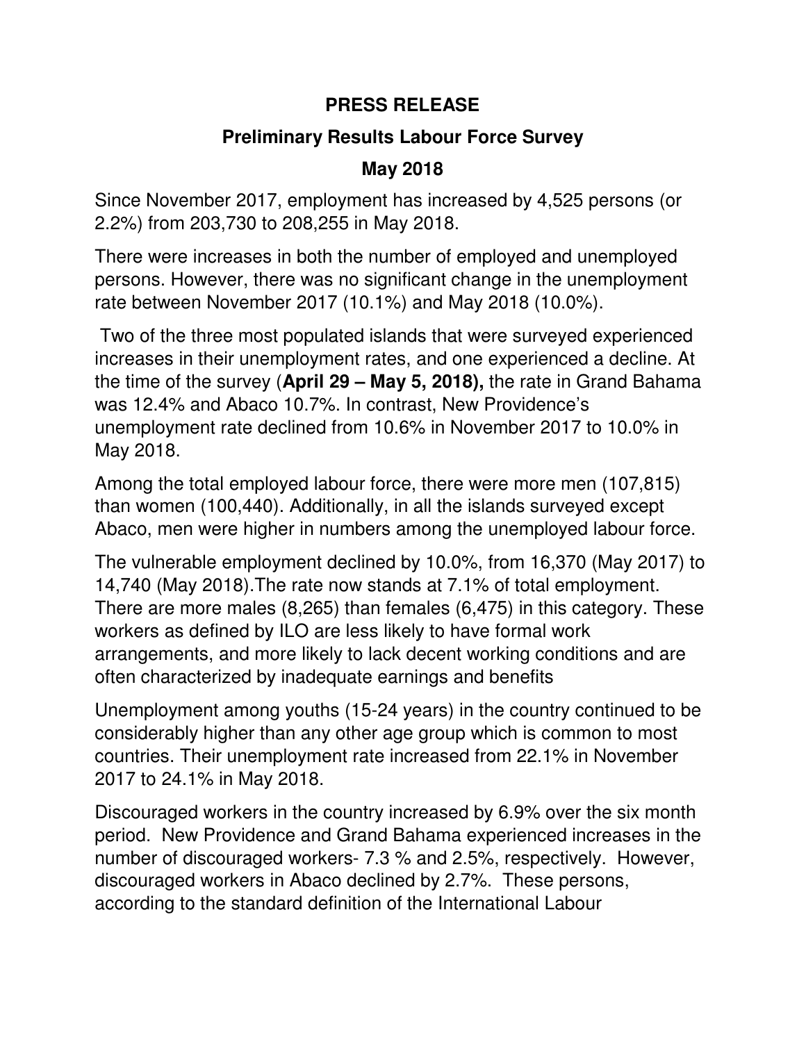# PRESS RELEASE

## Preliminary Results Labour Force Survey

## May 2018

Since November 2017, employment has increased by 4,525 persons (or 2.2%) from 203,730 to 208,255 in May 2018.

There were increases in both the number of employed and unemployed persons. However, there was no significant change in the unemployment rate between November 2017 (10.1%) and May 2018 (10.0%).

Two of the three most populated islands that were surveyed experienced increases in their unemployment rates, and one experienced a decline. At the time of the survey (**April 29 – May 5, 2018),** the rate in Grand Bahama was 12.4% and Abaco 10.7%. In contrast, New Providence's unemployment rate declined from 10.6% in November 2017 to 10.0% in May 2018.

Among the total employed labour force, there were more men (107,815) than women (100,440). Additionally, in all the islands surveyed except Abaco, men were higher in numbers among the unemployed labour force.

The vulnerable employment declined by 10.0%, from 16,370 (May 2017) to 14,740 (May 2018).The rate now stands at 7.1% of total employment. There are more males (8,265) than females (6,475) in this category. These workers as defined by ILO are less likely to have formal work arrangements, and more likely to lack decent working conditions and are often characterized by inadequate earnings and benefits

Unemployment among youths (15-24 years) in the country continued to be considerably higher than any other age group which is common to most countries. Their unemployment rate increased from 22.1% in November 2017 to 24.1% in May 2018.

Discouraged workers in the country increased by 6.9% over the six month period. New Providence and Grand Bahama experienced increases in the number of discouraged workers- 7.3 % and 2.5%, respectively. However, discouraged workers in Abaco declined by 2.7%. These persons, according to the standard definition of the International Labour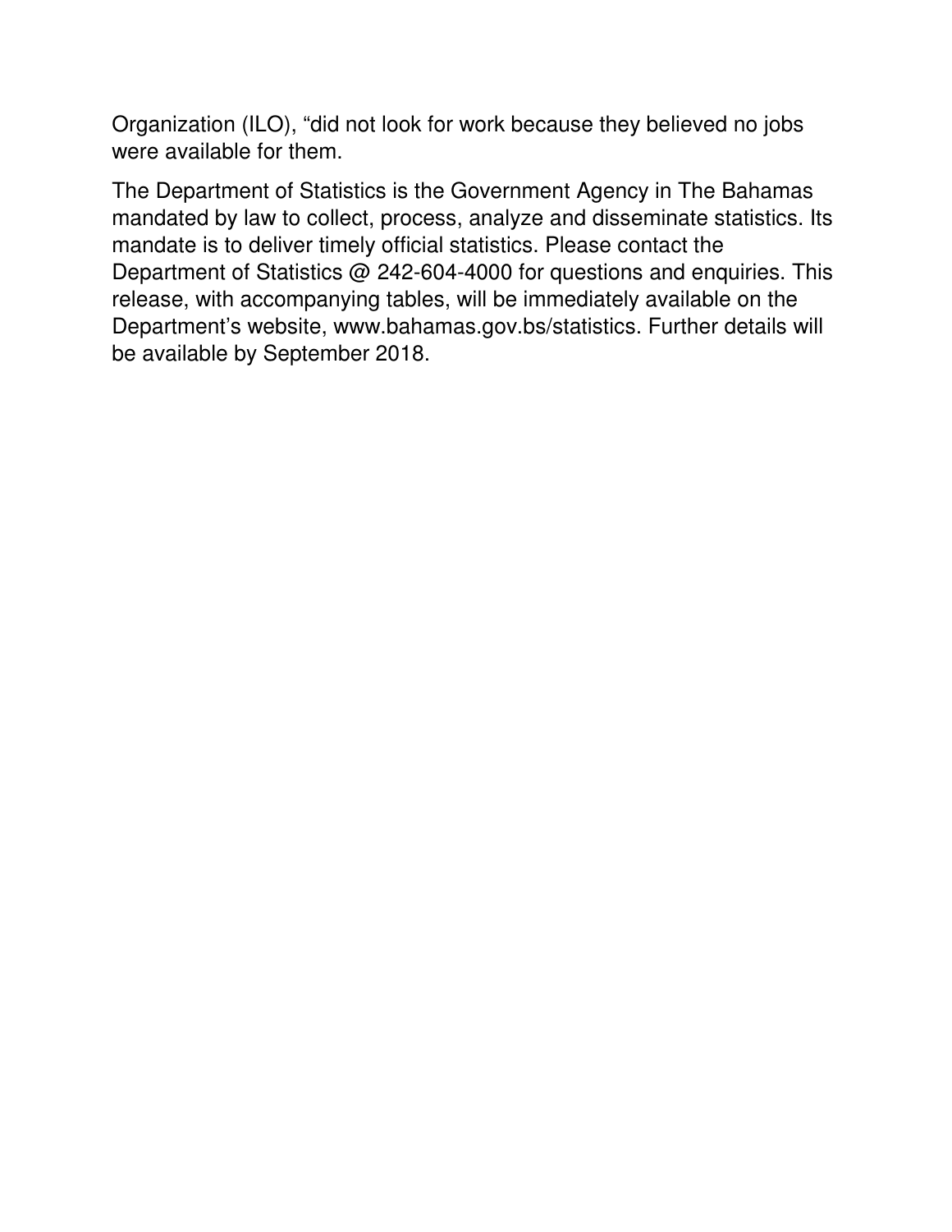Organization (ILO), “did not look for work because they believed no jobs were available for them.

The Department of Statistics is the Government Agency in The Bahamas mandated by law to collect, process, analyze and disseminate statistics. Its mandate is to deliver timely official statistics. Please contact the Department of Statistics @ 242-604-4000 for questions and enquiries. This release, with accompanying tables, will be immediately available on the Department’s website, www.bahamas.gov.bs/statistics. Further details will be available by September 2018.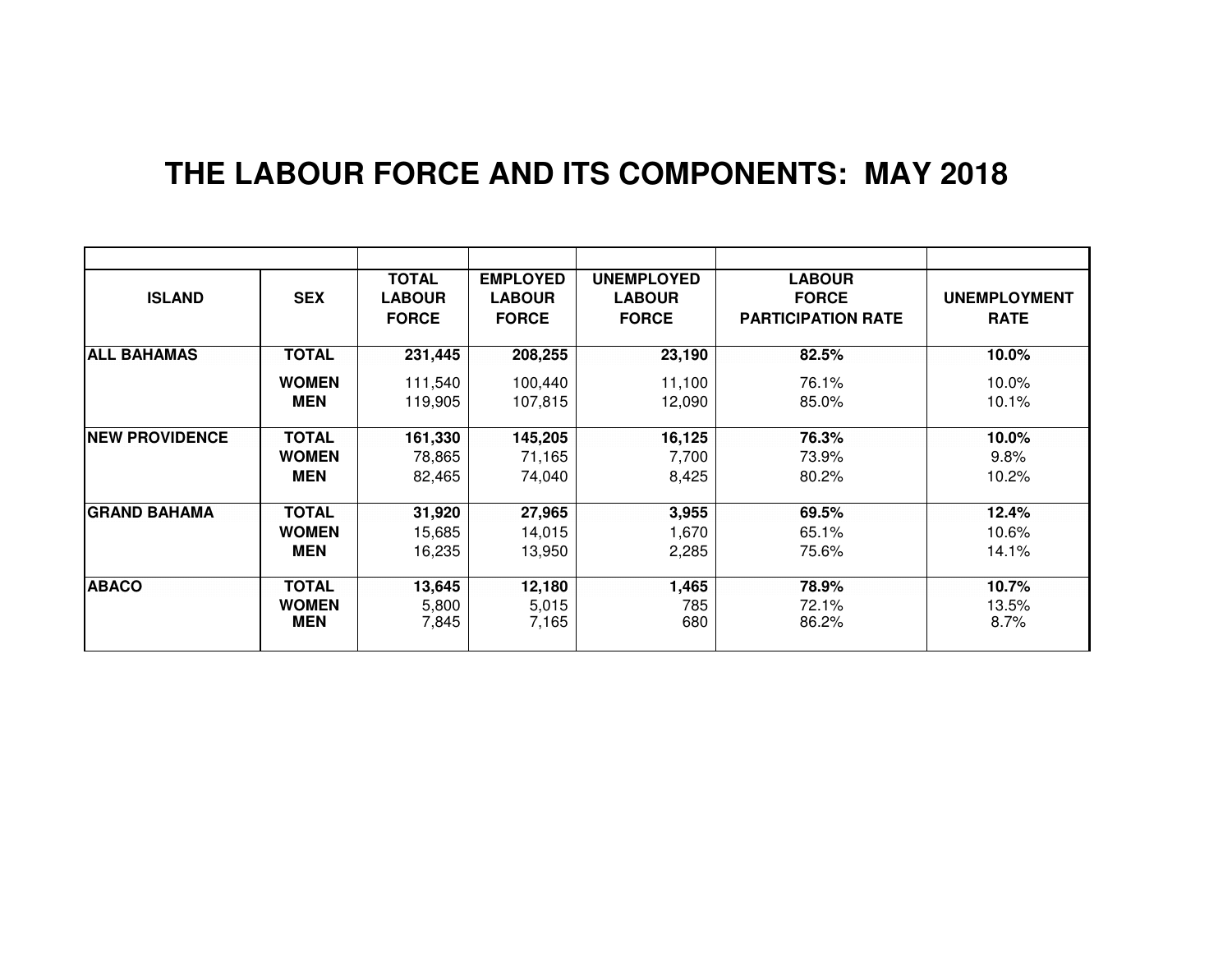# THE LABOUR FORCE AND ITS COMPONENTS: MAY 2018

| ISLAND | SEX | TOTAL LABOUR FORCE | EMPLOYED LABOUR FORCE | UNEMPLOYED LABOUR FORCE | LABOUR FORCE PARTICIPATION RATE | UNEMPLOYMENT RATE |
|---|---|---|---|---|---|---|
| **ALL BAHAMAS** | **TOTAL** | **231,445** | **208,255** | **23,190** | **82.5%** | **10.0%** |
| | **WOMEN** | 111,540 | 100,440 | 11,100 | 76.1% | 10.0% |
| | **MEN** | 119,905 | 107,815 | 12,090 | 85.0% | 10.1% |
| **NEW PROVIDENCE** | **TOTAL** | **161,330** | **145,205** | **16,125** | **76.3%** | **10.0%** |
| | **WOMEN** | 78,865 | 71,165 | 7,700 | 73.9% | 9.8% |
| | **MEN** | 82,465 | 74,040 | 8,425 | 80.2% | 10.2% |
| **GRAND BAHAMA** | **TOTAL** | **31,920** | **27,965** | **3,955** | **69.5%** | **12.4%** |
| | **WOMEN** | 15,685 | 14,015 | 1,670 | 65.1% | 10.6% |
| | **MEN** | 16,235 | 13,950 | 2,285 | 75.6% | 14.1% |
| **ABACO** | **TOTAL** | **13,645** | **12,180** | **1,465** | **78.9%** | **10.7%** |
| | **WOMEN** | 5,800 | 5,015 | 785 | 72.1% | 13.5% |
| | **MEN** | 7,845 | 7,165 | 680 | 86.2% | 8.7% |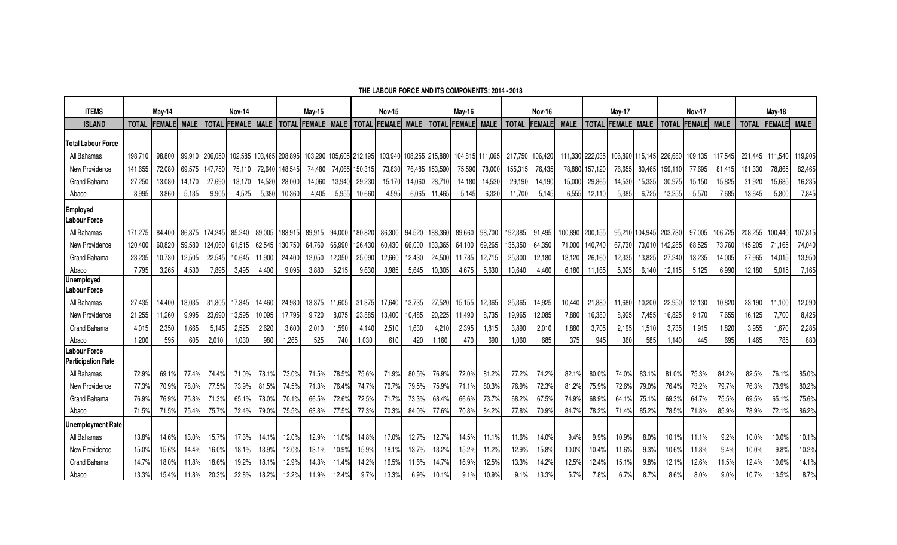**THE LABOUR FORCE AND ITS COMPONENTS: 2014 - 2018**

| ITEMS | May-14 | | | Nov-14 | | | May-15 | | | Nov-15 | | | May-16 | | | Nov-16 | | | May-17 | | | Nov-17 | | | May-18 | | |
|---|---|---|---|---|---|---|---|---|---|---|---|---|---|---|---|---|---|---|---|---|---|---|---|---|---|---|---|
| ISLAND | TOTAL | FEMALE | MALE | TOTAL | FEMALE | MALE | TOTAL | FEMALE | MALE | TOTAL | FEMALE | MALE | TOTAL | FEMALE | MALE | TOTAL | FEMALE | MALE | TOTAL | FEMALE | MALE | TOTAL | FEMALE | MALE | TOTAL | FEMALE | MALE |
| **Total Labour Force** | | | | | | | | | | | | | | | | | | | | | | | | | | | |
| All Bahamas | 198,710 | 98,800 | 99,910 | 206,050 | 102,585 | 103,465 | 208,895 | 103,290 | 105,605 | 212,195 | 103,940 | 108,255 | 215,880 | 104,815 | 111,065 | 217,750 | 106,420 | 111,330 | 222,035 | 106,890 | 115,145 | 226,680 | 109,135 | 117,545 | 231,445 | 111,540 | 119,905 |
| New Providence | 141,655 | 72,080 | 69,575 | 147,750 | 75,110 | 72,640 | 148,545 | 74,480 | 74,065 | 150,315 | 73,830 | 76,485 | 153,590 | 75,590 | 78,000 | 155,315 | 76,435 | 78,880 | 157,120 | 76,655 | 80,465 | 159,110 | 77,695 | 81,415 | 161,330 | 78,865 | 82,465 |
| Grand Bahama | 27,250 | 13,080 | 14,170 | 27,690 | 13,170 | 14,520 | 28,000 | 14,060 | 13,940 | 29,230 | 15,170 | 14,060 | 28,710 | 14,180 | 14,530 | 29,190 | 14,190 | 15,000 | 29,865 | 14,530 | 15,335 | 30,975 | 15,150 | 15,825 | 31,920 | 15,685 | 16,235 |
| Abaco | 8,995 | 3,860 | 5,135 | 9,905 | 4,525 | 5,380 | 10,360 | 4,405 | 5,955 | 10,660 | 4,595 | 6,065 | 11,465 | 5,145 | 6,320 | 11,700 | 5,145 | 6,555 | 12,110 | 5,385 | 6,725 | 13,255 | 5,570 | 7,685 | 13,645 | 5,800 | 7,845 |
| **Employed Labour Force** | | | | | | | | | | | | | | | | | | | | | | | | | | | |
| All Bahamas | 171,275 | 84,400 | 86,875 | 174,245 | 85,240 | 89,005 | 183,915 | 89,915 | 94,000 | 180,820 | 86,300 | 94,520 | 188,360 | 89,660 | 98,700 | 192,385 | 91,495 | 100,890 | 200,155 | 95,210 | 104,945 | 203,730 | 97,005 | 106,725 | 208,255 | 100,440 | 107,815 |
| New Providence | 120,400 | 60,820 | 59,580 | 124,060 | 61,515 | 62,545 | 130,750 | 64,760 | 65,990 | 126,430 | 60,430 | 66,000 | 133,365 | 64,100 | 69,265 | 135,350 | 64,350 | 71,000 | 140,740 | 67,730 | 73,010 | 142,285 | 68,525 | 73,760 | 145,205 | 71,165 | 74,040 |
| Grand Bahama | 23,235 | 10,730 | 12,505 | 22,545 | 10,645 | 11,900 | 24,400 | 12,050 | 12,350 | 25,090 | 12,660 | 12,430 | 24,500 | 11,785 | 12,715 | 25,300 | 12,180 | 13,120 | 26,160 | 12,335 | 13,825 | 27,240 | 13,235 | 14,005 | 27,965 | 14,015 | 13,950 |
| Abaco | 7,795 | 3,265 | 4,530 | 7,895 | 3,495 | 4,400 | 9,095 | 3,880 | 5,215 | 9,630 | 3,985 | 5,645 | 10,305 | 4,675 | 5,630 | 10,640 | 4,460 | 6,180 | 11,165 | 5,025 | 6,140 | 12,115 | 5,125 | 6,990 | 12,180 | 5,015 | 7,165 |
| **Unemployed Labour Force** | | | | | | | | | | | | | | | | | | | | | | | | | | | |
| All Bahamas | 27,435 | 14,400 | 13,035 | 31,805 | 17,345 | 14,460 | 24,980 | 13,375 | 11,605 | 31,375 | 17,640 | 13,735 | 27,520 | 15,155 | 12,365 | 25,365 | 14,925 | 10,440 | 21,880 | 11,680 | 10,200 | 22,950 | 12,130 | 10,820 | 23,190 | 11,100 | 12,090 |
| New Providence | 21,255 | 11,260 | 9,995 | 23,690 | 13,595 | 10,095 | 17,795 | 9,720 | 8,075 | 23,885 | 13,400 | 10,485 | 20,225 | 11,490 | 8,735 | 19,965 | 12,085 | 7,880 | 16,380 | 8,925 | 7,455 | 16,825 | 9,170 | 7,655 | 16,125 | 7,700 | 8,425 |
| Grand Bahama | 4,015 | 2,350 | 1,665 | 5,145 | 2,525 | 2,620 | 3,600 | 2,010 | 1,590 | 4,140 | 2,510 | 1,630 | 4,210 | 2,395 | 1,815 | 3,890 | 2,010 | 1,880 | 3,705 | 2,195 | 1,510 | 3,735 | 1,915 | 1,820 | 3,955 | 1,670 | 2,285 |
| Abaco | 1,200 | 595 | 605 | 2,010 | 1,030 | 980 | 1,265 | 525 | 740 | 1,030 | 610 | 420 | 1,160 | 470 | 690 | 1,060 | 685 | 375 | 945 | 360 | 585 | 1,140 | 445 | 695 | 1,465 | 785 | 680 |
| **Labour Force Participation Rate** | | | | | | | | | | | | | | | | | | | | | | | | | | | |
| All Bahamas | 72.9% | 69.1% | 77.4% | 74.4% | 71.0% | 78.1% | 73.0% | 71.5% | 78.5% | 75.6% | 71.9% | 80.5% | 76.9% | 72.0% | 81.2% | 77.2% | 74.2% | 82.1% | 80.0% | 74.0% | 83.1% | 81.0% | 75.3% | 84.2% | 82.5% | 76.1% | 85.0% |
| New Providence | 77.3% | 70.9% | 78.0% | 77.5% | 73.9% | 81.5% | 74.5% | 71.3% | 76.4% | 74.7% | 70.7% | 79.5% | 75.9% | 71.1% | 80.3% | 76.9% | 72.3% | 81.2% | 75.9% | 72.6% | 79.0% | 76.4% | 73.2% | 79.7% | 76.3% | 73.9% | 80.2% |
| Grand Bahama | 76.9% | 76.9% | 75.8% | 71.3% | 65.1% | 78.0% | 70.1% | 66.5% | 72.6% | 72.5% | 71.7% | 73.3% | 68.4% | 66.6% | 73.7% | 68.2% | 67.5% | 74.9% | 68.9% | 64.1% | 75.1% | 69.3% | 64.7% | 75.5% | 69.5% | 65.1% | 75.6% |
| Abaco | 71.5% | 71.5% | 75.4% | 75.7% | 72.4% | 79.0% | 75.5% | 63.8% | 77.5% | 77.3% | 70.3% | 84.0% | 77.6% | 70.8% | 84.2% | 77.8% | 70.9% | 84.7% | 78.2% | 71.4% | 85.2% | 78.5% | 71.8% | 85.9% | 78.9% | 72.1% | 86.2% |
| **Unemployment Rate** | | | | | | | | | | | | | | | | | | | | | | | | | | | |
| All Bahamas | 13.8% | 14.6% | 13.0% | 15.7% | 17.3% | 14.1% | 12.0% | 12.9% | 11.0% | 14.8% | 17.0% | 12.7% | 12.7% | 14.5% | 11.1% | 11.6% | 14.0% | 9.4% | 9.9% | 10.9% | 8.0% | 10.1% | 11.1% | 9.2% | 10.0% | 10.0% | 10.1% |
| New Providence | 15.0% | 15.6% | 14.4% | 16.0% | 18.1% | 13.9% | 12.0% | 13.1% | 10.9% | 15.9% | 18.1% | 13.7% | 13.2% | 15.2% | 11.2% | 12.9% | 15.8% | 10.0% | 10.4% | 11.6% | 9.3% | 10.6% | 11.8% | 9.4% | 10.0% | 9.8% | 10.2% |
| Grand Bahama | 14.7% | 18.0% | 11.8% | 18.6% | 19.2% | 18.1% | 12.9% | 14.3% | 11.4% | 14.2% | 16.5% | 11.6% | 14.7% | 16.9% | 12.5% | 13.3% | 14.2% | 12.5% | 12.4% | 15.1% | 9.8% | 12.1% | 12.6% | 11.5% | 12.4% | 10.6% | 14.1% |
| Abaco | 13.3% | 15.4% | 11.8% | 20.3% | 22.8% | 18.2% | 12.2% | 11.9% | 12.4% | 9.7% | 13.3% | 6.9% | 10.1% | 9.1% | 10.9% | 9.1% | 13.3% | 5.7% | 7.8% | 6.7% | 8.7% | 8.6% | 8.0% | 9.0% | 10.7% | 13.5% | 8.7% |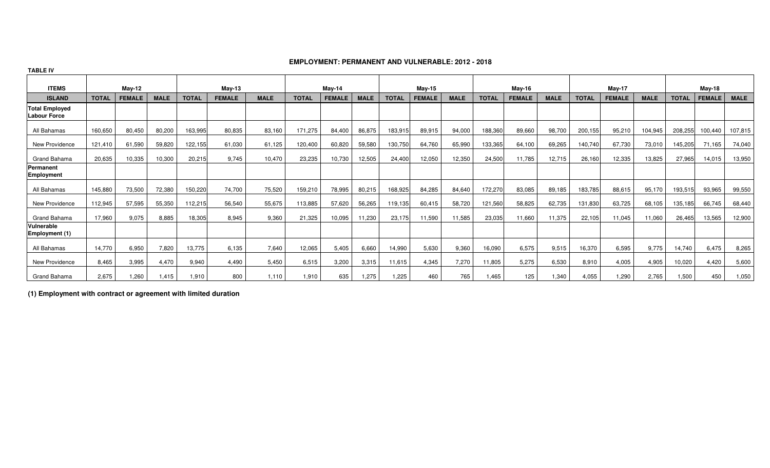**TABLE IV**

## EMPLOYMENT: PERMANENT AND VULNERABLE: 2012 - 2018

| ITEMS | May-12 | | | May-13 | | | May-14 | | | May-15 | | | May-16 | | | May-17 | | | May-18 | | |
|---|---|---|---|---|---|---|---|---|---|---|---|---|---|---|---|---|---|---|---|---|---|
| ISLAND | TOTAL | FEMALE | MALE | TOTAL | FEMALE | MALE | TOTAL | FEMALE | MALE | TOTAL | FEMALE | MALE | TOTAL | FEMALE | MALE | TOTAL | FEMALE | MALE | TOTAL | FEMALE | MALE |
| **Total Employed Labour Force** | | | | | | | | | | | | | | | | | | | | | |
| All Bahamas | 160,650 | 80,450 | 80,200 | 163,995 | 80,835 | 83,160 | 171,275 | 84,400 | 86,875 | 183,915 | 89,915 | 94,000 | 188,360 | 89,660 | 98,700 | 200,155 | 95,210 | 104,945 | 208,255 | 100,440 | 107,815 |
| New Providence | 121,410 | 61,590 | 59,820 | 122,155 | 61,030 | 61,125 | 120,400 | 60,820 | 59,580 | 130,750 | 64,760 | 65,990 | 133,365 | 64,100 | 69,265 | 140,740 | 67,730 | 73,010 | 145,205 | 71,165 | 74,040 |
| Grand Bahama | 20,635 | 10,335 | 10,300 | 20,215 | 9,745 | 10,470 | 23,235 | 10,730 | 12,505 | 24,400 | 12,050 | 12,350 | 24,500 | 11,785 | 12,715 | 26,160 | 12,335 | 13,825 | 27,965 | 14,015 | 13,950 |
| **Permanent Employment** | | | | | | | | | | | | | | | | | | | | | |
| All Bahamas | 145,880 | 73,500 | 72,380 | 150,220 | 74,700 | 75,520 | 159,210 | 78,995 | 80,215 | 168,925 | 84,285 | 84,640 | 172,270 | 83,085 | 89,185 | 183,785 | 88,615 | 95,170 | 193,515 | 93,965 | 99,550 |
| New Providence | 112,945 | 57,595 | 55,350 | 112,215 | 56,540 | 55,675 | 113,885 | 57,620 | 56,265 | 119,135 | 60,415 | 58,720 | 121,560 | 58,825 | 62,735 | 131,830 | 63,725 | 68,105 | 135,185 | 66,745 | 68,440 |
| Grand Bahama | 17,960 | 9,075 | 8,885 | 18,305 | 8,945 | 9,360 | 21,325 | 10,095 | 11,230 | 23,175 | 11,590 | 11,585 | 23,035 | 11,660 | 11,375 | 22,105 | 11,045 | 11,060 | 26,465 | 13,565 | 12,900 |
| **Vulnerable Employment (1)** | | | | | | | | | | | | | | | | | | | | | |
| All Bahamas | 14,770 | 6,950 | 7,820 | 13,775 | 6,135 | 7,640 | 12,065 | 5,405 | 6,660 | 14,990 | 5,630 | 9,360 | 16,090 | 6,575 | 9,515 | 16,370 | 6,595 | 9,775 | 14,740 | 6,475 | 8,265 |
| New Providence | 8,465 | 3,995 | 4,470 | 9,940 | 4,490 | 5,450 | 6,515 | 3,200 | 3,315 | 11,615 | 4,345 | 7,270 | 11,805 | 5,275 | 6,530 | 8,910 | 4,005 | 4,905 | 10,020 | 4,420 | 5,600 |
| Grand Bahama | 2,675 | 1,260 | 1,415 | 1,910 | 800 | 1,110 | 1,910 | 635 | 1,275 | 1,225 | 460 | 765 | 1,465 | 125 | 1,340 | 4,055 | 1,290 | 2,765 | 1,500 | 450 | 1,050 |

**(1) Employment with contract or agreement with limited duration**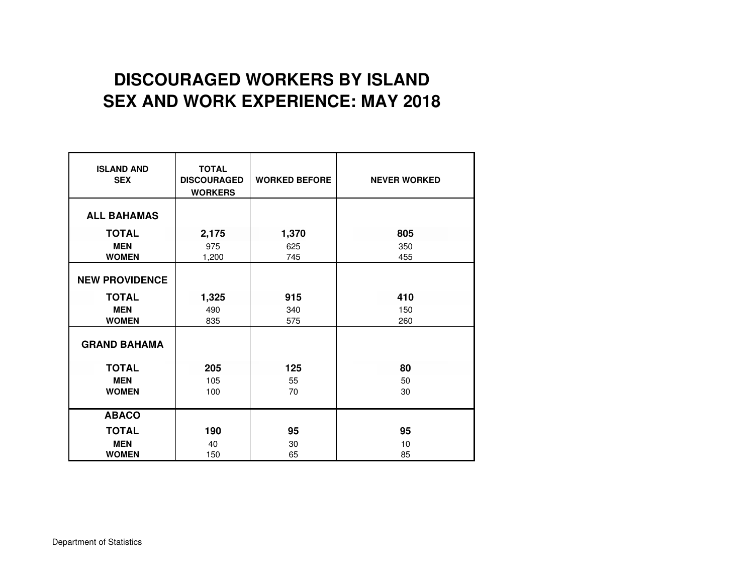# DISCOURAGED WORKERS BY ISLAND SEX AND WORK EXPERIENCE: MAY 2018

| ISLAND AND SEX | TOTAL DISCOURAGED WORKERS | WORKED BEFORE | NEVER WORKED |
|---|---|---|---|
| **ALL BAHAMAS** | | | |
| **TOTAL** | **2,175** | **1,370** | **805** |
| **MEN** | 975 | 625 | 350 |
| **WOMEN** | 1,200 | 745 | 455 |
| **NEW PROVIDENCE** | | | |
| **TOTAL** | **1,325** | **915** | **410** |
| **MEN** | 490 | 340 | 150 |
| **WOMEN** | 835 | 575 | 260 |
| **GRAND BAHAMA** | | | |
| **TOTAL** | **205** | **125** | **80** |
| **MEN** | 105 | 55 | 50 |
| **WOMEN** | 100 | 70 | 30 |
| **ABACO** | | | |
| **TOTAL** | **190** | **95** | **95** |
| **MEN** | 40 | 30 | 10 |
| **WOMEN** | 150 | 65 | 85 |

Department of Statistics